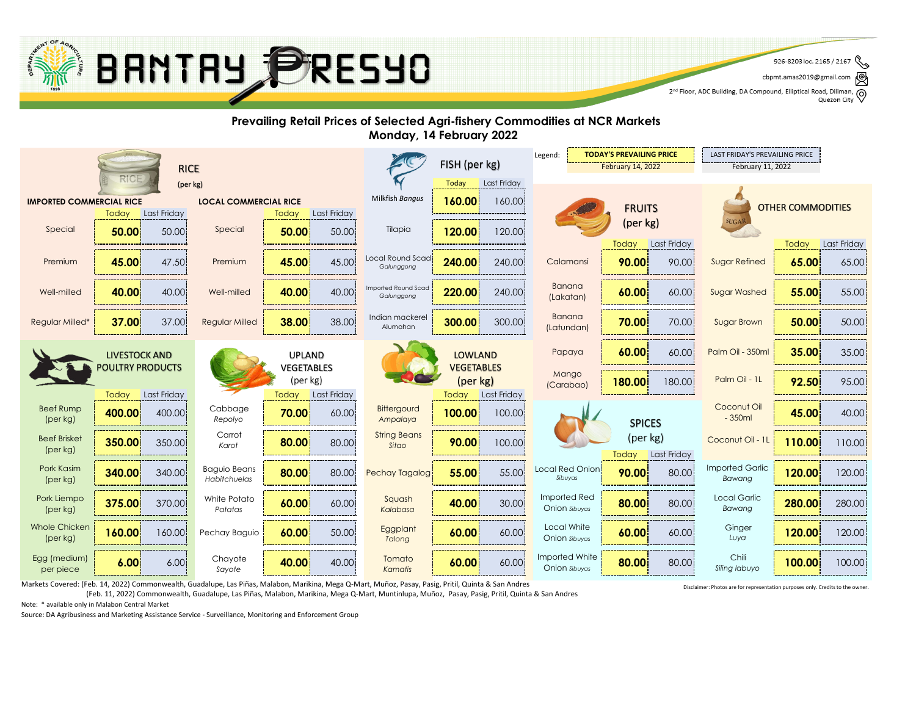# BANTAY PRESYO

926-8203 loc. 2165 / 2167
cbpmt.amas2019@gmail.com
2nd Floor, ADC Building, DA Compound, Elliptical Road, Diliman, Quezon City

## Prevailing Retail Prices of Selected Agri-fishery Commodities at NCR Markets
## Monday, 14 February 2022

Legend: TODAY'S PREVAILING PRICE (February 14, 2022) | LAST FRIDAY'S PREVAILING PRICE (February 11, 2022)

### RICE (per kg)

**IMPORTED COMMERCIAL RICE**

| | Today | Last Friday |
|---|---|---|
| Special | 50.00 | 50.00 |
| Premium | 45.00 | 47.50 |
| Well-milled | 40.00 | 40.00 |
| Regular Milled* | 37.00 | 37.00 |

**LOCAL COMMERCIAL RICE**

| | Today | Last Friday |
|---|---|---|
| Special | 50.00 | 50.00 |
| Premium | 45.00 | 45.00 |
| Well-milled | 40.00 | 40.00 |
| Regular Milled | 38.00 | 38.00 |

### FISH (per kg)

| | Today | Last Friday |
|---|---|---|
| Milkfish *Bangus* | 160.00 | 160.00 |
| Tilapia | 120.00 | 120.00 |
| Local Round Scad *Galunggong* | 240.00 | 240.00 |
| Imported Round Scad *Galunggong* | 220.00 | 240.00 |
| Indian mackerel *Alumahan* | 300.00 | 300.00 |

### FRUITS (per kg)

| | Today | Last Friday |
|---|---|---|
| Calamansi | 90.00 | 90.00 |
| Banana (Lakatan) | 60.00 | 60.00 |
| Banana (Latundan) | 70.00 | 70.00 |
| Papaya | 60.00 | 60.00 |
| Mango (Carabao) | 180.00 | 180.00 |

### OTHER COMMODITIES

| | Today | Last Friday |
|---|---|---|
| Sugar Refined | 65.00 | 65.00 |
| Sugar Washed | 55.00 | 55.00 |
| Sugar Brown | 50.00 | 50.00 |
| Palm Oil - 350ml | 35.00 | 35.00 |
| Palm Oil - 1L | 92.50 | 95.00 |
| Coconut Oil - 350ml | 45.00 | 40.00 |
| Coconut Oil - 1L | 110.00 | 110.00 |
| Imported Garlic *Bawang* | 120.00 | 120.00 |
| Local Garlic *Bawang* | 280.00 | 280.00 |
| Ginger *Luya* | 120.00 | 120.00 |
| Chili *Siling labuyo* | 100.00 | 100.00 |

### LIVESTOCK AND POULTRY PRODUCTS

| | Today | Last Friday |
|---|---|---|
| Beef Rump (per kg) | 400.00 | 400.00 |
| Beef Brisket (per kg) | 350.00 | 350.00 |
| Pork Kasim (per kg) | 340.00 | 340.00 |
| Pork Liempo (per kg) | 375.00 | 370.00 |
| Whole Chicken (per kg) | 160.00 | 160.00 |
| Egg (medium) per piece | 6.00 | 6.00 |

### UPLAND VEGETABLES (per kg)

| | Today | Last Friday |
|---|---|---|
| Cabbage *Repolyo* | 70.00 | 60.00 |
| Carrot *Karot* | 80.00 | 80.00 |
| Baguio Beans *Habitchuelas* | 80.00 | 80.00 |
| White Potato *Patatas* | 60.00 | 60.00 |
| Pechay Baguio | 60.00 | 50.00 |
| Chayote *Sayote* | 40.00 | 40.00 |

### LOWLAND VEGETABLES (per kg)

| | Today | Last Friday |
|---|---|---|
| Bittergourd *Ampalaya* | 100.00 | 100.00 |
| String Beans *Sitao* | 90.00 | 100.00 |
| Pechay Tagalog | 55.00 | 55.00 |
| Squash *Kalabasa* | 40.00 | 30.00 |
| Eggplant *Talong* | 60.00 | 60.00 |
| Tomato *Kamatis* | 60.00 | 60.00 |

### SPICES (per kg)

| | Today | Last Friday |
|---|---|---|
| Local Red Onion *Sibuyas* | 90.00 | 80.00 |
| Imported Red Onion *Sibuyas* | 80.00 | 80.00 |
| Local White Onion *Sibuyas* | 60.00 | 60.00 |
| Imported White Onion *Sibuyas* | 80.00 | 80.00 |

Markets Covered: (Feb. 14, 2022) Commonwealth, Guadalupe, Las Piñas, Malabon, Marikina, Mega Q-Mart, Muñoz, Pasay, Pasig, Pritil, Quinta & San Andres
(Feb. 11, 2022) Commonwealth, Guadalupe, Las Piñas, Malabon, Marikina, Mega Q-Mart, Muntinlupa, Muñoz, Pasay, Pasig, Pritil, Quinta & San Andres

Note: * available only in Malabon Central Market

Source: DA Agribusiness and Marketing Assistance Service - Surveillance, Monitoring and Enforcement Group

Disclaimer: Photos are for representation purposes only. Credits to the owner.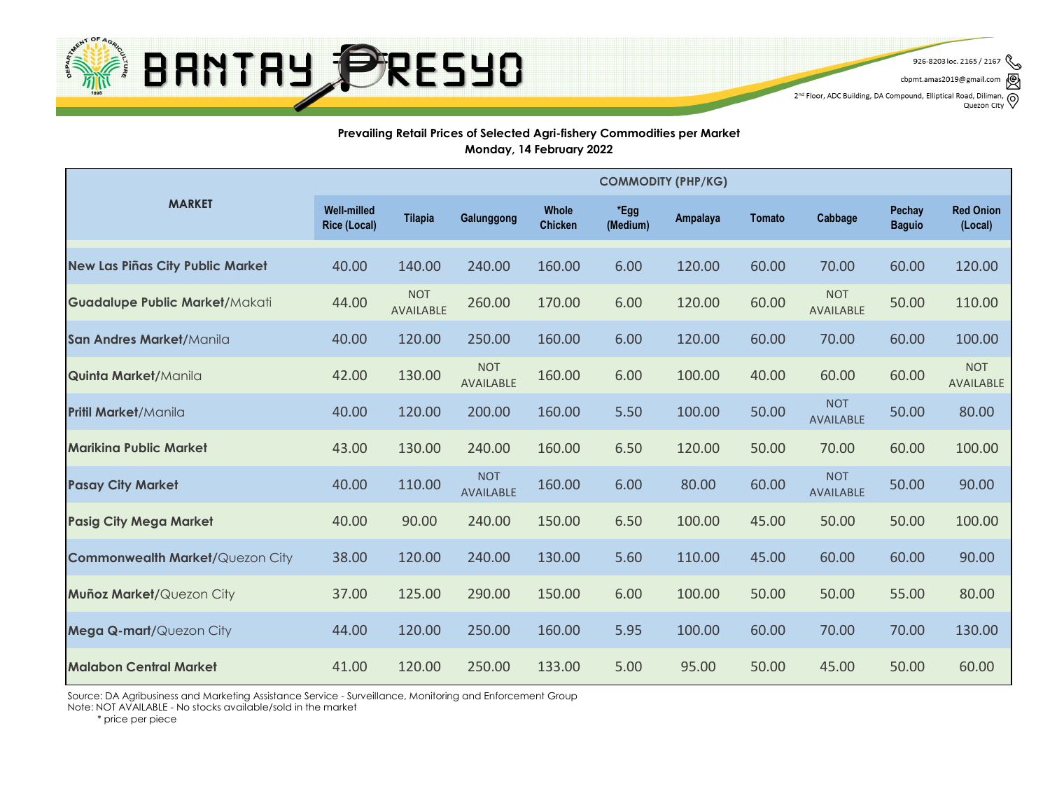BANTAY PRESYO

926-8203 loc. 2165 / 2167

cbpmt.amas2019@gmail.com

2nd Floor, ADC Building, DA Compound, Elliptical Road, Diliman, Quezon City

**Prevailing Retail Prices of Selected Agri-fishery Commodities per Market**
**Monday, 14 February 2022**

| MARKET | COMMODITY (PHP/KG) | | | | | | | | | |
|---|---|---|---|---|---|---|---|---|---|---|
| | Well-milled Rice (Local) | Tilapia | Galunggong | Whole Chicken | *Egg (Medium) | Ampalaya | Tomato | Cabbage | Pechay Baguio | Red Onion (Local) |
| **New Las Piñas City Public Market** | 40.00 | 140.00 | 240.00 | 160.00 | 6.00 | 120.00 | 60.00 | 70.00 | 60.00 | 120.00 |
| **Guadalupe Public Market**/Makati | 44.00 | NOT AVAILABLE | 260.00 | 170.00 | 6.00 | 120.00 | 60.00 | NOT AVAILABLE | 50.00 | 110.00 |
| **San Andres Market**/Manila | 40.00 | 120.00 | 250.00 | 160.00 | 6.00 | 120.00 | 60.00 | 70.00 | 60.00 | 100.00 |
| **Quinta Market**/Manila | 42.00 | 130.00 | NOT AVAILABLE | 160.00 | 6.00 | 100.00 | 40.00 | 60.00 | 60.00 | NOT AVAILABLE |
| **Pritil Market**/Manila | 40.00 | 120.00 | 200.00 | 160.00 | 5.50 | 100.00 | 50.00 | NOT AVAILABLE | 50.00 | 80.00 |
| **Marikina Public Market** | 43.00 | 130.00 | 240.00 | 160.00 | 6.50 | 120.00 | 50.00 | 70.00 | 60.00 | 100.00 |
| **Pasay City Market** | 40.00 | 110.00 | NOT AVAILABLE | 160.00 | 6.00 | 80.00 | 60.00 | NOT AVAILABLE | 50.00 | 90.00 |
| **Pasig City Mega Market** | 40.00 | 90.00 | 240.00 | 150.00 | 6.50 | 100.00 | 45.00 | 50.00 | 50.00 | 100.00 |
| **Commonwealth Market**/Quezon City | 38.00 | 120.00 | 240.00 | 130.00 | 5.60 | 110.00 | 45.00 | 60.00 | 60.00 | 90.00 |
| **Muñoz Market**/Quezon City | 37.00 | 125.00 | 290.00 | 150.00 | 6.00 | 100.00 | 50.00 | 50.00 | 55.00 | 80.00 |
| **Mega Q-mart**/Quezon City | 44.00 | 120.00 | 250.00 | 160.00 | 5.95 | 100.00 | 60.00 | 70.00 | 70.00 | 130.00 |
| **Malabon Central Market** | 41.00 | 120.00 | 250.00 | 133.00 | 5.00 | 95.00 | 50.00 | 45.00 | 50.00 | 60.00 |

Source: DA Agribusiness and Marketing Assistance Service - Surveillance, Monitoring and Enforcement Group
Note: NOT AVAILABLE - No stocks available/sold in the market
* price per piece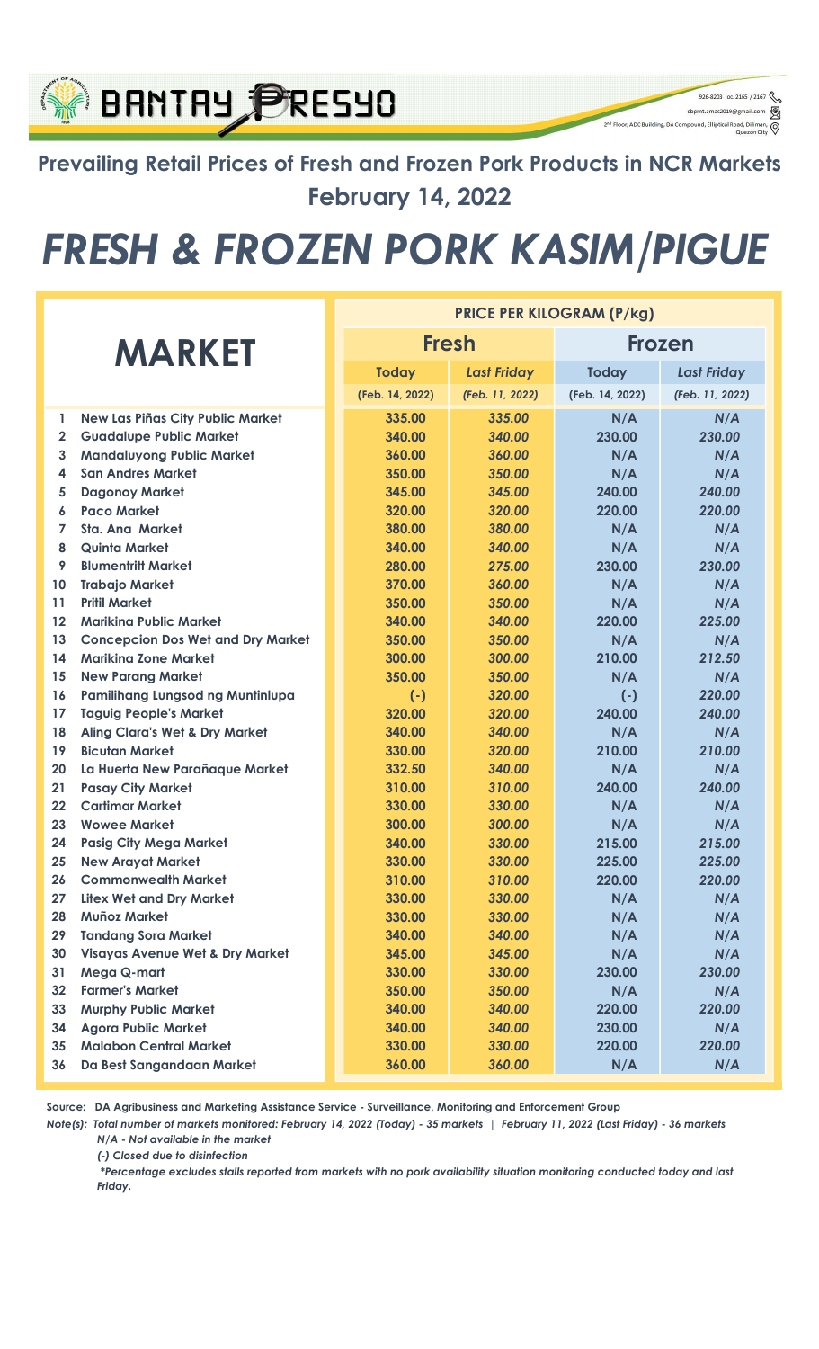BANTAY PRESYO

926-8203 loc. 2165 / 2167
cbpmt.amas2019@gmail.com
2nd Floor, ADC Building, DA Compound, Elliptical Road, Diliman, Quezon City

## Prevailing Retail Prices of Fresh and Frozen Pork Products in NCR Markets
## February 14, 2022

# FRESH & FROZEN PORK KASIM/PIGUE

| | MARKET | PRICE PER KILOGRAM (P/kg) | | | |
|---|---|---|---|---|---|
| | | Fresh | | Frozen | |
| | | Today | Last Friday | Today | Last Friday |
| | | (Feb. 14, 2022) | (Feb. 11, 2022) | (Feb. 14, 2022) | (Feb. 11, 2022) |
| 1 | New Las Piñas City Public Market | 335.00 | 335.00 | N/A | N/A |
| 2 | Guadalupe Public Market | 340.00 | 340.00 | 230.00 | 230.00 |
| 3 | Mandaluyong Public Market | 360.00 | 360.00 | N/A | N/A |
| 4 | San Andres Market | 350.00 | 350.00 | N/A | N/A |
| 5 | Dagonoy Market | 345.00 | 345.00 | 240.00 | 240.00 |
| 6 | Paco Market | 320.00 | 320.00 | 220.00 | 220.00 |
| 7 | Sta. Ana Market | 380.00 | 380.00 | N/A | N/A |
| 8 | Quinta Market | 340.00 | 340.00 | N/A | N/A |
| 9 | Blumentritt Market | 280.00 | 275.00 | 230.00 | 230.00 |
| 10 | Trabajo Market | 370.00 | 360.00 | N/A | N/A |
| 11 | Pritil Market | 350.00 | 350.00 | N/A | N/A |
| 12 | Marikina Public Market | 340.00 | 340.00 | 220.00 | 225.00 |
| 13 | Concepcion Dos Wet and Dry Market | 350.00 | 350.00 | N/A | N/A |
| 14 | Marikina Zone Market | 300.00 | 300.00 | 210.00 | 212.50 |
| 15 | New Parang Market | 350.00 | 350.00 | N/A | N/A |
| 16 | Pamilihang Lungsod ng Muntinlupa | (-) | 320.00 | (-) | 220.00 |
| 17 | Taguig People's Market | 320.00 | 320.00 | 240.00 | 240.00 |
| 18 | Aling Clara's Wet & Dry Market | 340.00 | 340.00 | N/A | N/A |
| 19 | Bicutan Market | 330.00 | 320.00 | 210.00 | 210.00 |
| 20 | La Huerta New Parañaque Market | 332.50 | 340.00 | N/A | N/A |
| 21 | Pasay City Market | 310.00 | 310.00 | 240.00 | 240.00 |
| 22 | Cartimar Market | 330.00 | 330.00 | N/A | N/A |
| 23 | Wowee Market | 300.00 | 300.00 | N/A | N/A |
| 24 | Pasig City Mega Market | 340.00 | 330.00 | 215.00 | 215.00 |
| 25 | New Arayat Market | 330.00 | 330.00 | 225.00 | 225.00 |
| 26 | Commonwealth Market | 310.00 | 310.00 | 220.00 | 220.00 |
| 27 | Litex Wet and Dry Market | 330.00 | 330.00 | N/A | N/A |
| 28 | Muñoz Market | 330.00 | 330.00 | N/A | N/A |
| 29 | Tandang Sora Market | 340.00 | 340.00 | N/A | N/A |
| 30 | Visayas Avenue Wet & Dry Market | 345.00 | 345.00 | N/A | N/A |
| 31 | Mega Q-mart | 330.00 | 330.00 | 230.00 | 230.00 |
| 32 | Farmer's Market | 350.00 | 350.00 | N/A | N/A |
| 33 | Murphy Public Market | 340.00 | 340.00 | 220.00 | 220.00 |
| 34 | Agora Public Market | 340.00 | 340.00 | 230.00 | N/A |
| 35 | Malabon Central Market | 330.00 | 330.00 | 220.00 | 220.00 |
| 36 | Da Best Sangandaan Market | 360.00 | 360.00 | N/A | N/A |

**Source: DA Agribusiness and Marketing Assistance Service - Surveillance, Monitoring and Enforcement Group**

***Note(s): Total number of markets monitored: February 14, 2022 (Today) - 35 markets | February 11, 2022 (Last Friday) - 36 markets***

*N/A - Not available in the market*

*(-) Closed due to disinfection*

**Percentage excludes stalls reported from markets with no pork availability situation monitoring conducted today and last Friday.*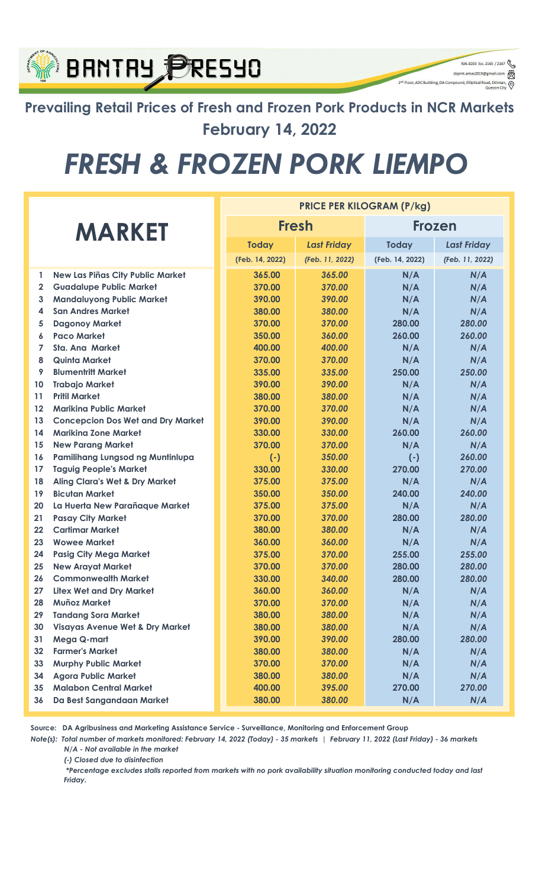**BANTAY PRESYO**

926-8203 loc. 2165 / 2167
cbpmt.amas2019@gmail.com
2nd Floor, ADC Building, DA Compound, Elliptical Road, Diliman, Quezon City

## Prevailing Retail Prices of Fresh and Frozen Pork Products in NCR Markets
## February 14, 2022

# *FRESH & FROZEN PORK LIEMPO*

| | MARKET | PRICE PER KILOGRAM (P/kg) | | | |
|---|---|---|---|---|---|
| | | Fresh | | Frozen | |
| | | Today | *Last Friday* | Today | *Last Friday* |
| | | (Feb. 14, 2022) | *(Feb. 11, 2022)* | (Feb. 14, 2022) | *(Feb. 11, 2022)* |
| 1 | New Las Piñas City Public Market | 365.00 | *365.00* | N/A | *N/A* |
| 2 | Guadalupe Public Market | 370.00 | *370.00* | N/A | *N/A* |
| 3 | Mandaluyong Public Market | 390.00 | *390.00* | N/A | *N/A* |
| 4 | San Andres Market | 380.00 | *380.00* | N/A | *N/A* |
| 5 | Dagonoy Market | 370.00 | *370.00* | 280.00 | *280.00* |
| 6 | Paco Market | 350.00 | *360.00* | 260.00 | *260.00* |
| 7 | Sta. Ana Market | 400.00 | *400.00* | N/A | *N/A* |
| 8 | Quinta Market | 370.00 | *370.00* | N/A | *N/A* |
| 9 | Blumentritt Market | 335.00 | *335.00* | 250.00 | *250.00* |
| 10 | Trabajo Market | 390.00 | *390.00* | N/A | *N/A* |
| 11 | Pritil Market | 380.00 | *380.00* | N/A | *N/A* |
| 12 | Marikina Public Market | 370.00 | *370.00* | N/A | *N/A* |
| 13 | Concepcion Dos Wet and Dry Market | 390.00 | *390.00* | N/A | *N/A* |
| 14 | Marikina Zone Market | 330.00 | *330.00* | 260.00 | *260.00* |
| 15 | New Parang Market | 370.00 | *370.00* | N/A | *N/A* |
| 16 | Pamilihang Lungsod ng Muntinlupa | (-) | *350.00* | (-) | *260.00* |
| 17 | Taguig People's Market | 330.00 | *330.00* | 270.00 | *270.00* |
| 18 | Aling Clara's Wet & Dry Market | 375.00 | *375.00* | N/A | *N/A* |
| 19 | Bicutan Market | 350.00 | *350.00* | 240.00 | *240.00* |
| 20 | La Huerta New Parañaque Market | 375.00 | *375.00* | N/A | *N/A* |
| 21 | Pasay City Market | 370.00 | *370.00* | 280.00 | *280.00* |
| 22 | Cartimar Market | 380.00 | *380.00* | N/A | *N/A* |
| 23 | Wowee Market | 360.00 | *360.00* | N/A | *N/A* |
| 24 | Pasig City Mega Market | 375.00 | *370.00* | 255.00 | *255.00* |
| 25 | New Arayat Market | 370.00 | *370.00* | 280.00 | *280.00* |
| 26 | Commonwealth Market | 330.00 | *340.00* | 280.00 | *280.00* |
| 27 | Litex Wet and Dry Market | 360.00 | *360.00* | N/A | *N/A* |
| 28 | Muñoz Market | 370.00 | *370.00* | N/A | *N/A* |
| 29 | Tandang Sora Market | 380.00 | *380.00* | N/A | *N/A* |
| 30 | Visayas Avenue Wet & Dry Market | 380.00 | *380.00* | N/A | *N/A* |
| 31 | Mega Q-mart | 390.00 | *390.00* | 280.00 | *280.00* |
| 32 | Farmer's Market | 380.00 | *380.00* | N/A | *N/A* |
| 33 | Murphy Public Market | 370.00 | *370.00* | N/A | *N/A* |
| 34 | Agora Public Market | 380.00 | *380.00* | N/A | *N/A* |
| 35 | Malabon Central Market | 400.00 | *395.00* | 270.00 | *270.00* |
| 36 | Da Best Sangandaan Market | 380.00 | *380.00* | N/A | *N/A* |

**Source: DA Agribusiness and Marketing Assistance Service - Surveillance, Monitoring and Enforcement Group**

***Note(s): Total number of markets monitored: February 14, 2022 (Today) - 35 markets | February 11, 2022 (Last Friday) - 36 markets***
*N/A - Not available in the market*
*(-) Closed due to disinfection*
**\*Percentage excludes stalls reported from markets with no pork availability situation monitoring conducted today and last Friday.*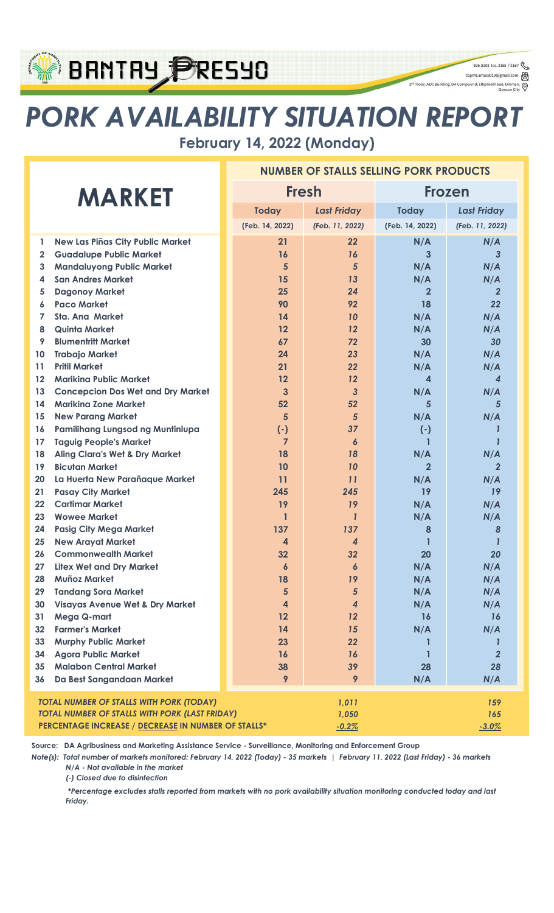BANTAY PRESYO

926-8203 loc. 2165 / 2167
cbpmt.amas2019@gmail.com
2nd Floor, ADC Building, DA Compound, Elliptical Road, Diliman, Quezon City

# PORK AVAILABILITY SITUATION REPORT

## February 14, 2022 (Monday)

| | MARKET | NUMBER OF STALLS SELLING PORK PRODUCTS | | | |
|---|---|---|---|---|---|
| | | Fresh | | Frozen | |
| | | Today (Feb. 14, 2022) | *Last Friday (Feb. 11, 2022)* | Today (Feb. 14, 2022) | *Last Friday (Feb. 11, 2022)* |
| 1 | New Las Piñas City Public Market | 21 | *22* | N/A | *N/A* |
| 2 | Guadalupe Public Market | 16 | *16* | 3 | *3* |
| 3 | Mandaluyong Public Market | 5 | *5* | N/A | *N/A* |
| 4 | San Andres Market | 15 | *13* | N/A | *N/A* |
| 5 | Dagonoy Market | 25 | *24* | 2 | *2* |
| 6 | Paco Market | 90 | *92* | 18 | *22* |
| 7 | Sta. Ana Market | 14 | *10* | N/A | *N/A* |
| 8 | Quinta Market | 12 | *12* | N/A | *N/A* |
| 9 | Blumentritt Market | 67 | *72* | 30 | *30* |
| 10 | Trabajo Market | 24 | *23* | N/A | *N/A* |
| 11 | Pritil Market | 21 | *22* | N/A | *N/A* |
| 12 | Marikina Public Market | 12 | *12* | 4 | *4* |
| 13 | Concepcion Dos Wet and Dry Market | 3 | *3* | N/A | *N/A* |
| 14 | Marikina Zone Market | 52 | *52* | 5 | *5* |
| 15 | New Parang Market | 5 | *5* | N/A | *N/A* |
| 16 | Pamilihang Lungsod ng Muntinlupa | (-) | *37* | (-) | *1* |
| 17 | Taguig People's Market | 7 | *6* | 1 | *1* |
| 18 | Aling Clara's Wet & Dry Market | 18 | *18* | N/A | *N/A* |
| 19 | Bicutan Market | 10 | *10* | 2 | *2* |
| 20 | La Huerta New Parañaque Market | 11 | *11* | N/A | *N/A* |
| 21 | Pasay City Market | 245 | *245* | 19 | *19* |
| 22 | Cartimar Market | 19 | *19* | N/A | *N/A* |
| 23 | Wowee Market | 1 | *1* | N/A | *N/A* |
| 24 | Pasig City Mega Market | 137 | *137* | 8 | *8* |
| 25 | New Arayat Market | 4 | *4* | 1 | *1* |
| 26 | Commonwealth Market | 32 | *32* | 20 | *20* |
| 27 | Litex Wet and Dry Market | 6 | *6* | N/A | *N/A* |
| 28 | Muñoz Market | 18 | *19* | N/A | *N/A* |
| 29 | Tandang Sora Market | 5 | *5* | N/A | *N/A* |
| 30 | Visayas Avenue Wet & Dry Market | 4 | *4* | N/A | *N/A* |
| 31 | Mega Q-mart | 12 | *12* | 16 | *16* |
| 32 | Farmer's Market | 14 | *15* | N/A | *N/A* |
| 33 | Murphy Public Market | 23 | *22* | 1 | *1* |
| 34 | Agora Public Market | 16 | *16* | 1 | *2* |
| 35 | Malabon Central Market | 38 | *39* | 28 | *28* |
| 36 | Da Best Sangandaan Market | 9 | *9* | N/A | *N/A* |
| | *TOTAL NUMBER OF STALLS WITH PORK (TODAY)* | *1,011* | | *159* | |
| | *TOTAL NUMBER OF STALLS WITH PORK (LAST FRIDAY)* | *1,050* | | *165* | |
| | *PERCENTAGE INCREASE / DECREASE IN NUMBER OF STALLS** | *-0.2%* | | *-3.0%* | |

**Source: DA Agribusiness and Marketing Assistance Service - Surveillance, Monitoring and Enforcement Group**

***Note(s): Total number of markets monitored: February 14, 2022 (Today) - 35 markets | February 11, 2022 (Last Friday) - 36 markets***

*N/A - Not available in the market*

*(-) Closed due to disinfection*

**Percentage excludes stalls reported from markets with no pork availability situation monitoring conducted today and last Friday.*